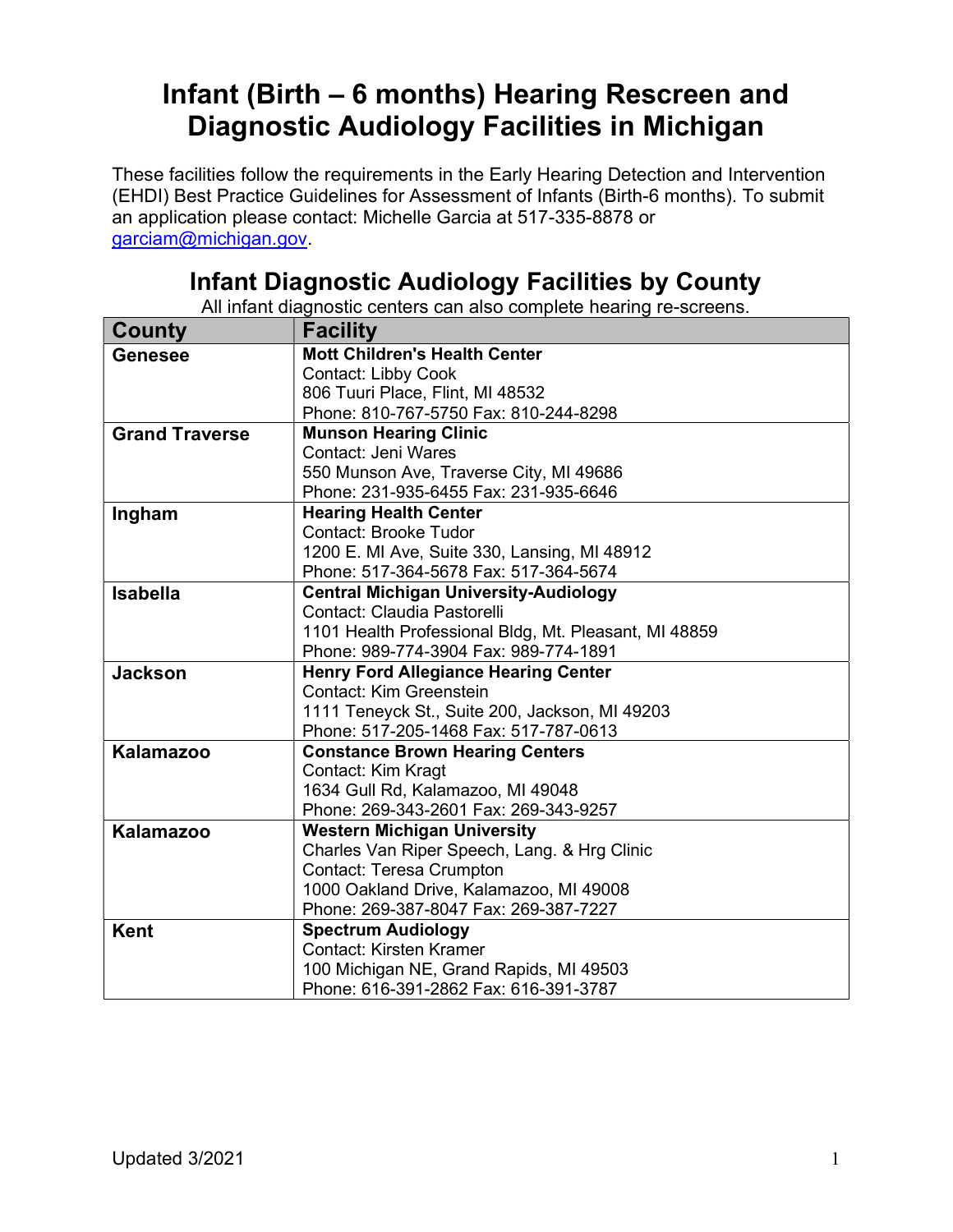# Infant (Birth – 6 months) Hearing Rescreen and Diagnostic Audiology Facilities in Michigan

These facilities follow the requirements in the Early Hearing Detection and Intervention (EHDI) Best Practice Guidelines for Assessment of Infants (Birth-6 months). To submit an application please contact: Michelle Garcia at 517-335-8878 or garciam@michigan.gov.

## Infant Diagnostic Audiology Facilities by County

All infant diagnostic centers can also complete hearing re-screens.

| County | Facility |
|---|---|
| **Genesee** | **Mott Children's Health Center**<br>Contact: Libby Cook<br>806 Tuuri Place, Flint, MI 48532<br>Phone: 810-767-5750 Fax: 810-244-8298 |
| **Grand Traverse** | **Munson Hearing Clinic**<br>Contact: Jeni Wares<br>550 Munson Ave, Traverse City, MI 49686<br>Phone: 231-935-6455 Fax: 231-935-6646 |
| **Ingham** | **Hearing Health Center**<br>Contact: Brooke Tudor<br>1200 E. MI Ave, Suite 330, Lansing, MI 48912<br>Phone: 517-364-5678 Fax: 517-364-5674 |
| **Isabella** | **Central Michigan University-Audiology**<br>Contact: Claudia Pastorelli<br>1101 Health Professional Bldg, Mt. Pleasant, MI 48859<br>Phone: 989-774-3904 Fax: 989-774-1891 |
| **Jackson** | **Henry Ford Allegiance Hearing Center**<br>Contact: Kim Greenstein<br>1111 Teneyck St., Suite 200, Jackson, MI 49203<br>Phone: 517-205-1468 Fax: 517-787-0613 |
| **Kalamazoo** | **Constance Brown Hearing Centers**<br>Contact: Kim Kragt<br>1634 Gull Rd, Kalamazoo, MI 49048<br>Phone: 269-343-2601 Fax: 269-343-9257 |
| **Kalamazoo** | **Western Michigan University**<br>Charles Van Riper Speech, Lang. & Hrg Clinic<br>Contact: Teresa Crumpton<br>1000 Oakland Drive, Kalamazoo, MI 49008<br>Phone: 269-387-8047 Fax: 269-387-7227 |
| **Kent** | **Spectrum Audiology**<br>Contact: Kirsten Kramer<br>100 Michigan NE, Grand Rapids, MI 49503<br>Phone: 616-391-2862 Fax: 616-391-3787 |

Updated 3/2021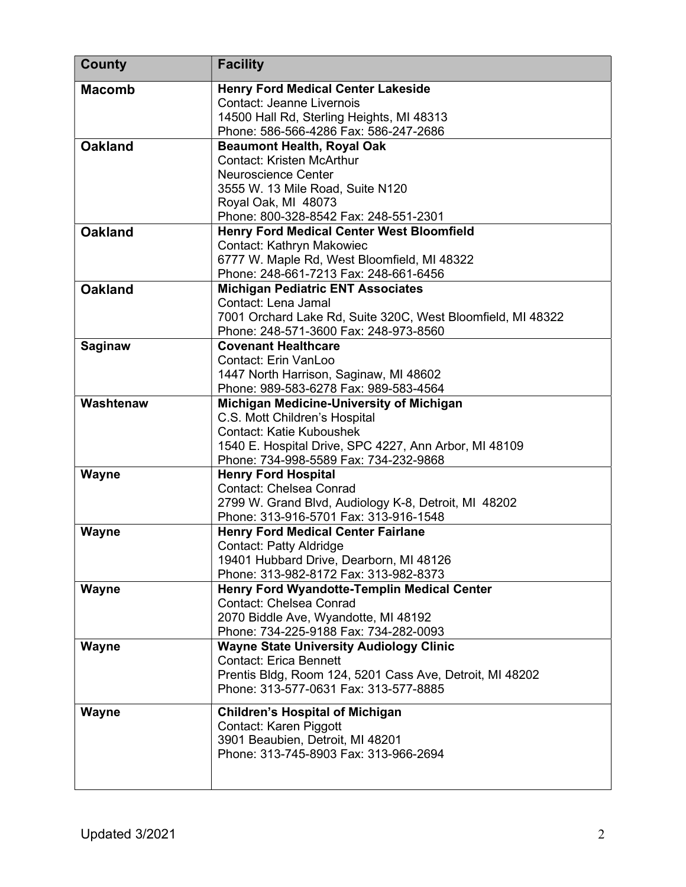| County | Facility |
| --- | --- |
| **Macomb** | **Henry Ford Medical Center Lakeside**<br>Contact: Jeanne Livernois<br>14500 Hall Rd, Sterling Heights, MI 48313<br>Phone: 586-566-4286 Fax: 586-247-2686 |
| **Oakland** | **Beaumont Health, Royal Oak**<br>Contact: Kristen McArthur<br>Neuroscience Center<br>3555 W. 13 Mile Road, Suite N120<br>Royal Oak, MI 48073<br>Phone: 800-328-8542 Fax: 248-551-2301 |
| **Oakland** | **Henry Ford Medical Center West Bloomfield**<br>Contact: Kathryn Makowiec<br>6777 W. Maple Rd, West Bloomfield, MI 48322<br>Phone: 248-661-7213 Fax: 248-661-6456 |
| **Oakland** | **Michigan Pediatric ENT Associates**<br>Contact: Lena Jamal<br>7001 Orchard Lake Rd, Suite 320C, West Bloomfield, MI 48322<br>Phone: 248-571-3600 Fax: 248-973-8560 |
| **Saginaw** | **Covenant Healthcare**<br>Contact: Erin VanLoo<br>1447 North Harrison, Saginaw, MI 48602<br>Phone: 989-583-6278 Fax: 989-583-4564 |
| **Washtenaw** | **Michigan Medicine-University of Michigan**<br>C.S. Mott Children's Hospital<br>Contact: Katie Kuboushek<br>1540 E. Hospital Drive, SPC 4227, Ann Arbor, MI 48109<br>Phone: 734-998-5589 Fax: 734-232-9868 |
| **Wayne** | **Henry Ford Hospital**<br>Contact: Chelsea Conrad<br>2799 W. Grand Blvd, Audiology K-8, Detroit, MI 48202<br>Phone: 313-916-5701 Fax: 313-916-1548 |
| **Wayne** | **Henry Ford Medical Center Fairlane**<br>Contact: Patty Aldridge<br>19401 Hubbard Drive, Dearborn, MI 48126<br>Phone: 313-982-8172 Fax: 313-982-8373 |
| **Wayne** | **Henry Ford Wyandotte-Templin Medical Center**<br>Contact: Chelsea Conrad<br>2070 Biddle Ave, Wyandotte, MI 48192<br>Phone: 734-225-9188 Fax: 734-282-0093 |
| **Wayne** | **Wayne State University Audiology Clinic**<br>Contact: Erica Bennett<br>Prentis Bldg, Room 124, 5201 Cass Ave, Detroit, MI 48202<br>Phone: 313-577-0631 Fax: 313-577-8885 |
| **Wayne** | **Children's Hospital of Michigan**<br>Contact: Karen Piggott<br>3901 Beaubien, Detroit, MI 48201<br>Phone: 313-745-8903 Fax: 313-966-2694 |

Updated 3/2021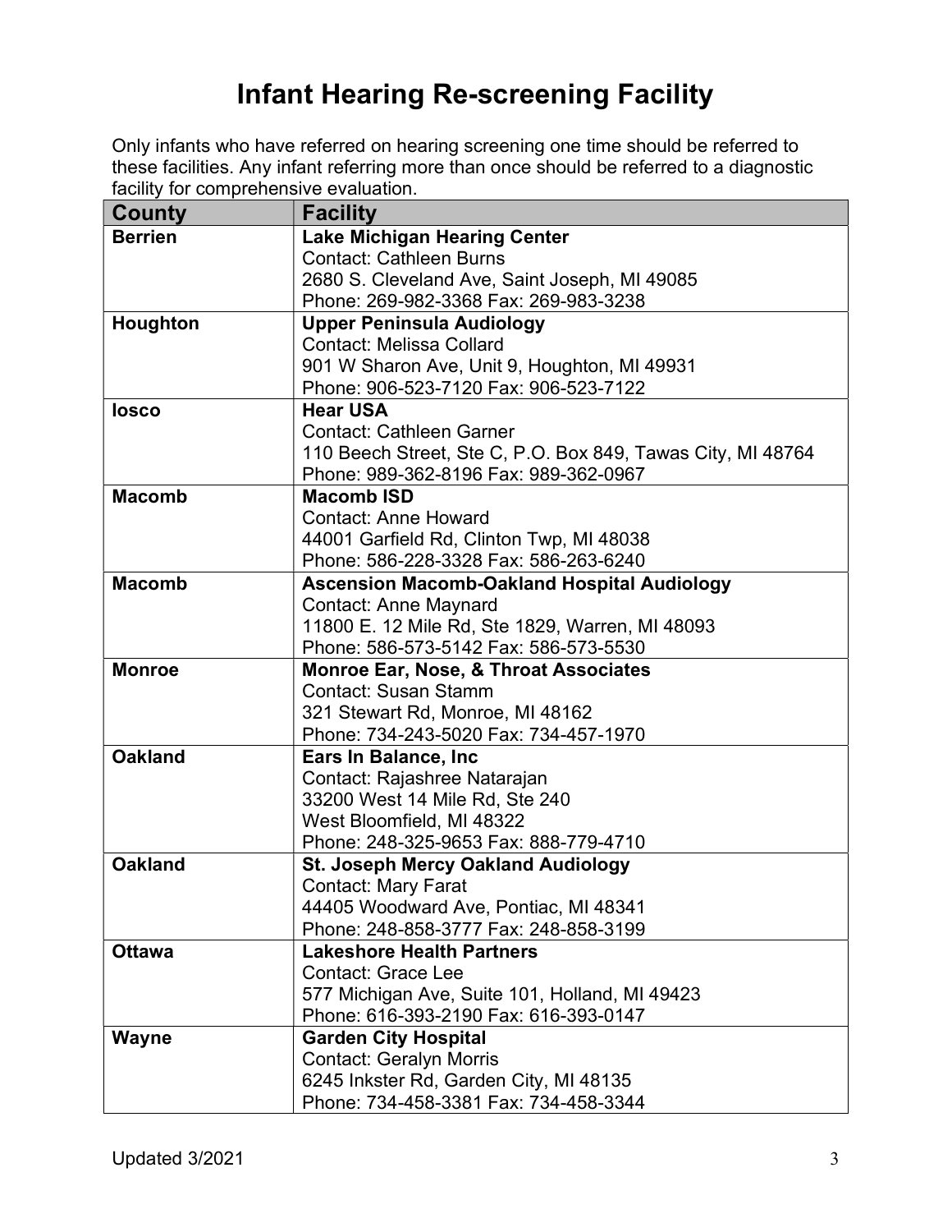# Infant Hearing Re-screening Facility

Only infants who have referred on hearing screening one time should be referred to these facilities. Any infant referring more than once should be referred to a diagnostic facility for comprehensive evaluation.

| County | Facility |
|---|---|
| **Berrien** | **Lake Michigan Hearing Center**<br>Contact: Cathleen Burns<br>2680 S. Cleveland Ave, Saint Joseph, MI 49085<br>Phone: 269-982-3368 Fax: 269-983-3238 |
| **Houghton** | **Upper Peninsula Audiology**<br>Contact: Melissa Collard<br>901 W Sharon Ave, Unit 9, Houghton, MI 49931<br>Phone: 906-523-7120 Fax: 906-523-7122 |
| **Iosco** | **Hear USA**<br>Contact: Cathleen Garner<br>110 Beech Street, Ste C, P.O. Box 849, Tawas City, MI 48764<br>Phone: 989-362-8196 Fax: 989-362-0967 |
| **Macomb** | **Macomb ISD**<br>Contact: Anne Howard<br>44001 Garfield Rd, Clinton Twp, MI 48038<br>Phone: 586-228-3328 Fax: 586-263-6240 |
| **Macomb** | **Ascension Macomb-Oakland Hospital Audiology**<br>Contact: Anne Maynard<br>11800 E. 12 Mile Rd, Ste 1829, Warren, MI 48093<br>Phone: 586-573-5142 Fax: 586-573-5530 |
| **Monroe** | **Monroe Ear, Nose, & Throat Associates**<br>Contact: Susan Stamm<br>321 Stewart Rd, Monroe, MI 48162<br>Phone: 734-243-5020 Fax: 734-457-1970 |
| **Oakland** | **Ears In Balance, Inc**<br>Contact: Rajashree Natarajan<br>33200 West 14 Mile Rd, Ste 240<br>West Bloomfield, MI 48322<br>Phone: 248-325-9653 Fax: 888-779-4710 |
| **Oakland** | **St. Joseph Mercy Oakland Audiology**<br>Contact: Mary Farat<br>44405 Woodward Ave, Pontiac, MI 48341<br>Phone: 248-858-3777 Fax: 248-858-3199 |
| **Ottawa** | **Lakeshore Health Partners**<br>Contact: Grace Lee<br>577 Michigan Ave, Suite 101, Holland, MI 49423<br>Phone: 616-393-2190 Fax: 616-393-0147 |
| **Wayne** | **Garden City Hospital**<br>Contact: Geralyn Morris<br>6245 Inkster Rd, Garden City, MI 48135<br>Phone: 734-458-3381 Fax: 734-458-3344 |

Updated 3/2021